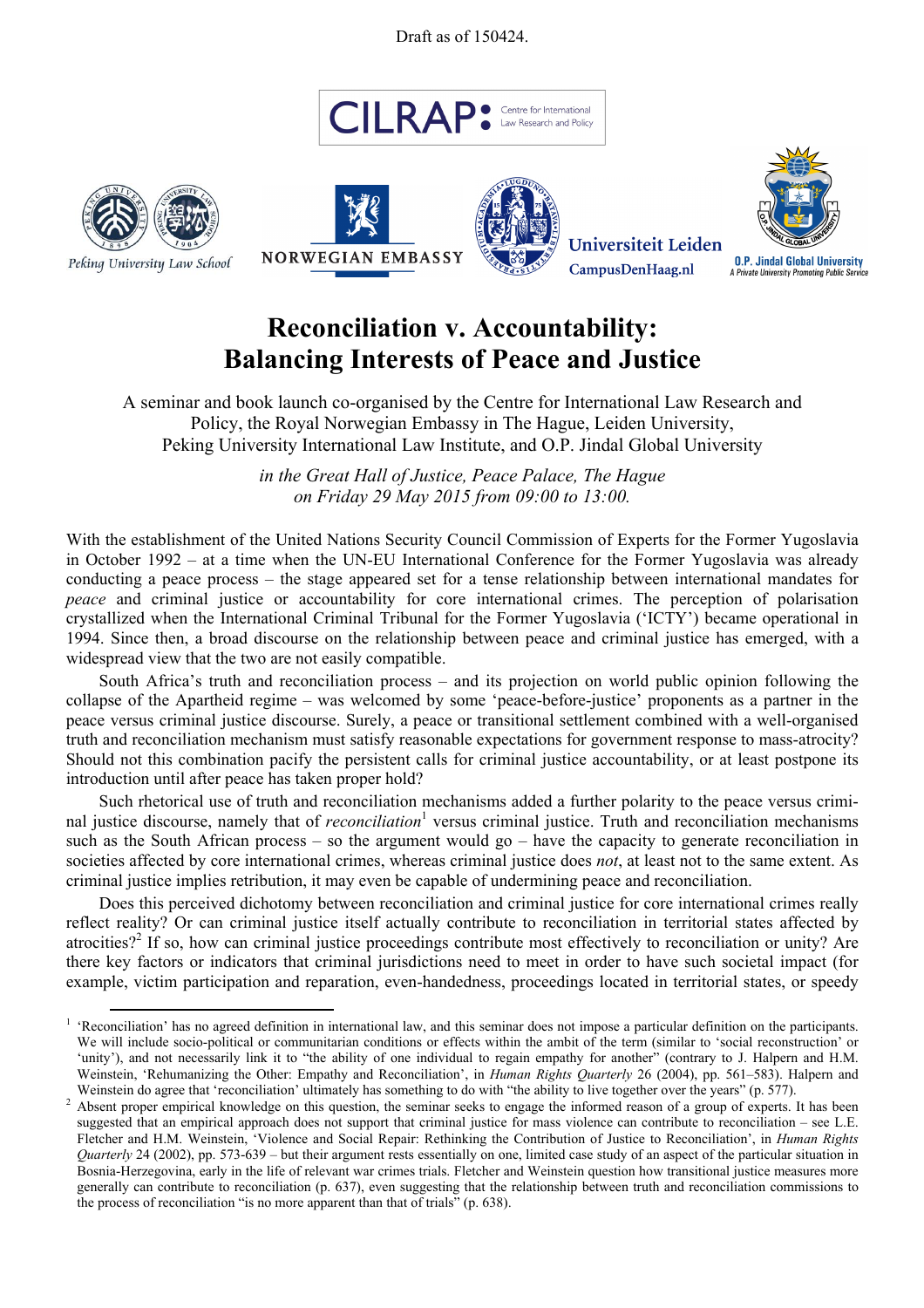Draft as of 150424.

CILRAP: Centre for International Law Research and Policy

Peking University Law School — NORWEGIAN EMBASSY — Universiteit Leiden CampusDenHaag.nl — O.P. Jindal Global University A Private University Promoting Public Service

# Reconciliation v. Accountability: Balancing Interests of Peace and Justice

A seminar and book launch co-organised by the Centre for International Law Research and Policy, the Royal Norwegian Embassy in The Hague, Leiden University, Peking University International Law Institute, and O.P. Jindal Global University

*in the Great Hall of Justice, Peace Palace, The Hague*
*on Friday 29 May 2015 from 09:00 to 13:00.*

With the establishment of the United Nations Security Council Commission of Experts for the Former Yugoslavia in October 1992 – at a time when the UN-EU International Conference for the Former Yugoslavia was already conducting a peace process – the stage appeared set for a tense relationship between international mandates for *peace* and criminal justice or accountability for core international crimes. The perception of polarisation crystallized when the International Criminal Tribunal for the Former Yugoslavia ('ICTY') became operational in 1994. Since then, a broad discourse on the relationship between peace and criminal justice has emerged, with a widespread view that the two are not easily compatible.

South Africa's truth and reconciliation process – and its projection on world public opinion following the collapse of the Apartheid regime – was welcomed by some 'peace-before-justice' proponents as a partner in the peace versus criminal justice discourse. Surely, a peace or transitional settlement combined with a well-organised truth and reconciliation mechanism must satisfy reasonable expectations for government response to mass-atrocity? Should not this combination pacify the persistent calls for criminal justice accountability, or at least postpone its introduction until after peace has taken proper hold?

Such rhetorical use of truth and reconciliation mechanisms added a further polarity to the peace versus criminal justice discourse, namely that of *reconciliation*[1] versus criminal justice. Truth and reconciliation mechanisms such as the South African process – so the argument would go – have the capacity to generate reconciliation in societies affected by core international crimes, whereas criminal justice does *not*, at least not to the same extent. As criminal justice implies retribution, it may even be capable of undermining peace and reconciliation.

Does this perceived dichotomy between reconciliation and criminal justice for core international crimes really reflect reality? Or can criminal justice itself actually contribute to reconciliation in territorial states affected by atrocities?[2] If so, how can criminal justice proceedings contribute most effectively to reconciliation or unity? Are there key factors or indicators that criminal jurisdictions need to meet in order to have such societal impact (for example, victim participation and reparation, even-handedness, proceedings located in territorial states, or speedy

---

[1] 'Reconciliation' has no agreed definition in international law, and this seminar does not impose a particular definition on the participants. We will include socio-political or communitarian conditions or effects within the ambit of the term (similar to 'social reconstruction' or 'unity'), and not necessarily link it to "the ability of one individual to regain empathy for another" (contrary to J. Halpern and H.M. Weinstein, 'Rehumanizing the Other: Empathy and Reconciliation', in *Human Rights Quarterly* 26 (2004), pp. 561–583). Halpern and Weinstein do agree that 'reconciliation' ultimately has something to do with "the ability to live together over the years" (p. 577).

[2] Absent proper empirical knowledge on this question, the seminar seeks to engage the informed reason of a group of experts. It has been suggested that an empirical approach does not support that criminal justice for mass violence can contribute to reconciliation – see L.E. Fletcher and H.M. Weinstein, 'Violence and Social Repair: Rethinking the Contribution of Justice to Reconciliation', in *Human Rights Quarterly* 24 (2002), pp. 573-639 – but their argument rests essentially on one, limited case study of an aspect of the particular situation in Bosnia-Herzegovina, early in the life of relevant war crimes trials. Fletcher and Weinstein question how transitional justice measures more generally can contribute to reconciliation (p. 637), even suggesting that the relationship between truth and reconciliation commissions to the process of reconciliation "is no more apparent than that of trials" (p. 638).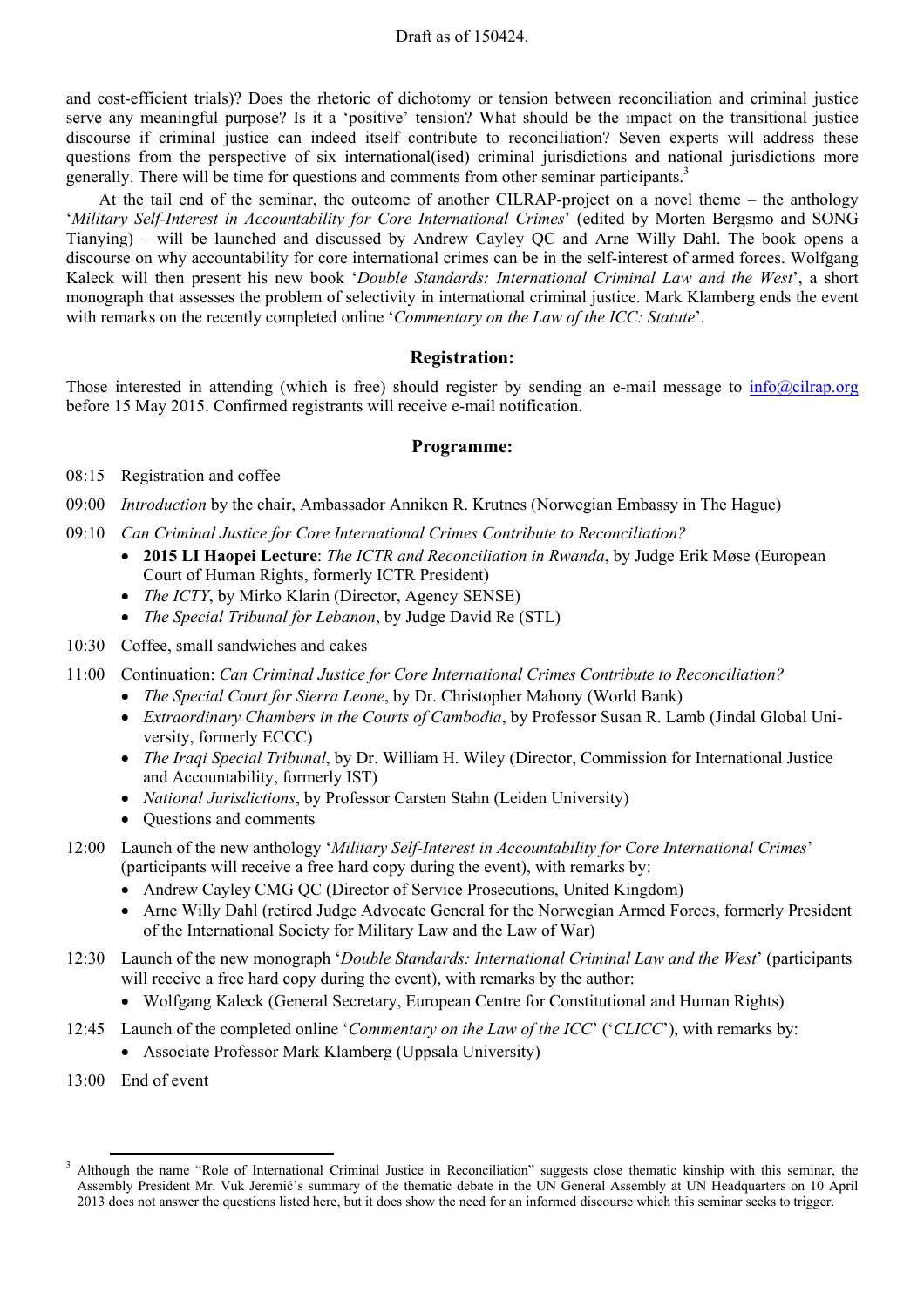and cost-efficient trials)? Does the rhetoric of dichotomy or tension between reconciliation and criminal justice serve any meaningful purpose? Is it a 'positive' tension? What should be the impact on the transitional justice discourse if criminal justice can indeed itself contribute to reconciliation? Seven experts will address these questions from the perspective of six international(ised) criminal jurisdictions and national jurisdictions more generally. There will be time for questions and comments from other seminar participants.[3]

At the tail end of the seminar, the outcome of another CILRAP-project on a novel theme – the anthology '*Military Self-Interest in Accountability for Core International Crimes*' (edited by Morten Bergsmo and SONG Tianying) – will be launched and discussed by Andrew Cayley QC and Arne Willy Dahl. The book opens a discourse on why accountability for core international crimes can be in the self-interest of armed forces. Wolfgang Kaleck will then present his new book '*Double Standards: International Criminal Law and the West*', a short monograph that assesses the problem of selectivity in international criminal justice. Mark Klamberg ends the event with remarks on the recently completed online '*Commentary on the Law of the ICC: Statute*'.

## Registration:

Those interested in attending (which is free) should register by sending an e-mail message to info@cilrap.org before 15 May 2015. Confirmed registrants will receive e-mail notification.

## Programme:

08:15 Registration and coffee

09:00 *Introduction* by the chair, Ambassador Anniken R. Krutnes (Norwegian Embassy in The Hague)

09:10 *Can Criminal Justice for Core International Crimes Contribute to Reconciliation?*

- **2015 LI Haopei Lecture**: *The ICTR and Reconciliation in Rwanda*, by Judge Erik Møse (European Court of Human Rights, formerly ICTR President)
- *The ICTY*, by Mirko Klarin (Director, Agency SENSE)
- *The Special Tribunal for Lebanon*, by Judge David Re (STL)

10:30 Coffee, small sandwiches and cakes

11:00 Continuation: *Can Criminal Justice for Core International Crimes Contribute to Reconciliation?*

- *The Special Court for Sierra Leone*, by Dr. Christopher Mahony (World Bank)
- *Extraordinary Chambers in the Courts of Cambodia*, by Professor Susan R. Lamb (Jindal Global University, formerly ECCC)
- *The Iraqi Special Tribunal*, by Dr. William H. Wiley (Director, Commission for International Justice and Accountability, formerly IST)
- *National Jurisdictions*, by Professor Carsten Stahn (Leiden University)
- Questions and comments

12:00 Launch of the new anthology '*Military Self-Interest in Accountability for Core International Crimes*' (participants will receive a free hard copy during the event), with remarks by:

- Andrew Cayley CMG QC (Director of Service Prosecutions, United Kingdom)
- Arne Willy Dahl (retired Judge Advocate General for the Norwegian Armed Forces, formerly President of the International Society for Military Law and the Law of War)

12:30 Launch of the new monograph '*Double Standards: International Criminal Law and the West*' (participants will receive a free hard copy during the event), with remarks by the author:

- Wolfgang Kaleck (General Secretary, European Centre for Constitutional and Human Rights)

12:45 Launch of the completed online '*Commentary on the Law of the ICC*' ('*CLICC*'), with remarks by:

- Associate Professor Mark Klamberg (Uppsala University)

13:00 End of event

---

[3] Although the name "Role of International Criminal Justice in Reconciliation" suggests close thematic kinship with this seminar, the Assembly President Mr. Vuk Jeremić's summary of the thematic debate in the UN General Assembly at UN Headquarters on 10 April 2013 does not answer the questions listed here, but it does show the need for an informed discourse which this seminar seeks to trigger.